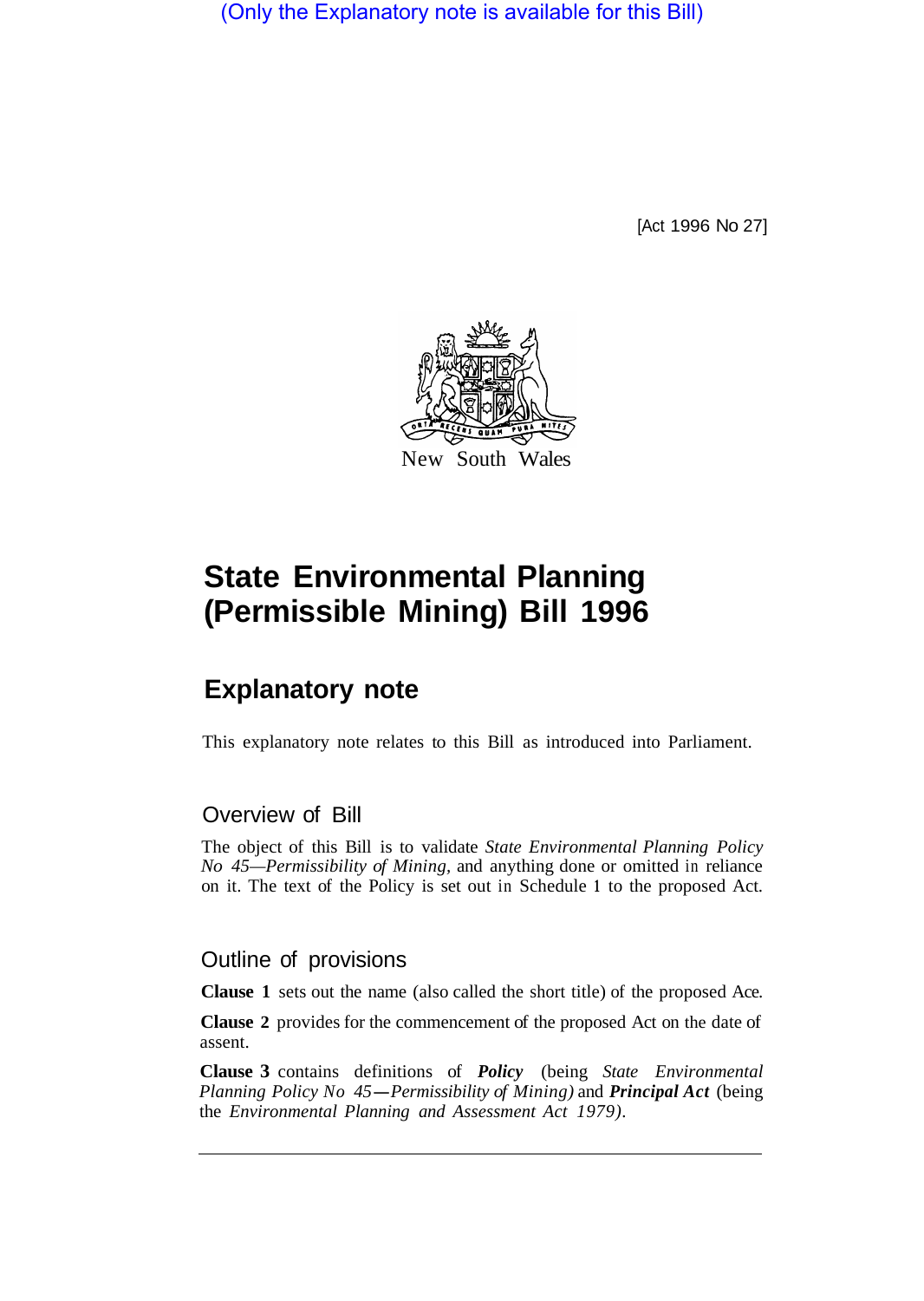(Only the Explanatory note is available for this Bill)

[Act 1996 No 27]

New South Wales

# State Environmental Planning (Permissible Mining) Bill 1996

## Explanatory note

This explanatory note relates to this Bill as introduced into Parliament.

### Overview of Bill

The object of this Bill is to validate *State Environmental Planning Policy No 45—Permissibility of Mining*, and anything done or omitted in reliance on it. The text of the Policy is set out in Schedule 1 to the proposed Act.

### Outline of provisions

**Clause 1** sets out the name (also called the short title) of the proposed Ace.

**Clause 2** provides for the commencement of the proposed Act on the date of assent.

**Clause 3** contains definitions of ***Policy*** (being *State Environmental Planning Policy No 45—Permissibility of Mining)* and ***Principal Act*** (being the *Environmental Planning and Assessment Act 1979)*.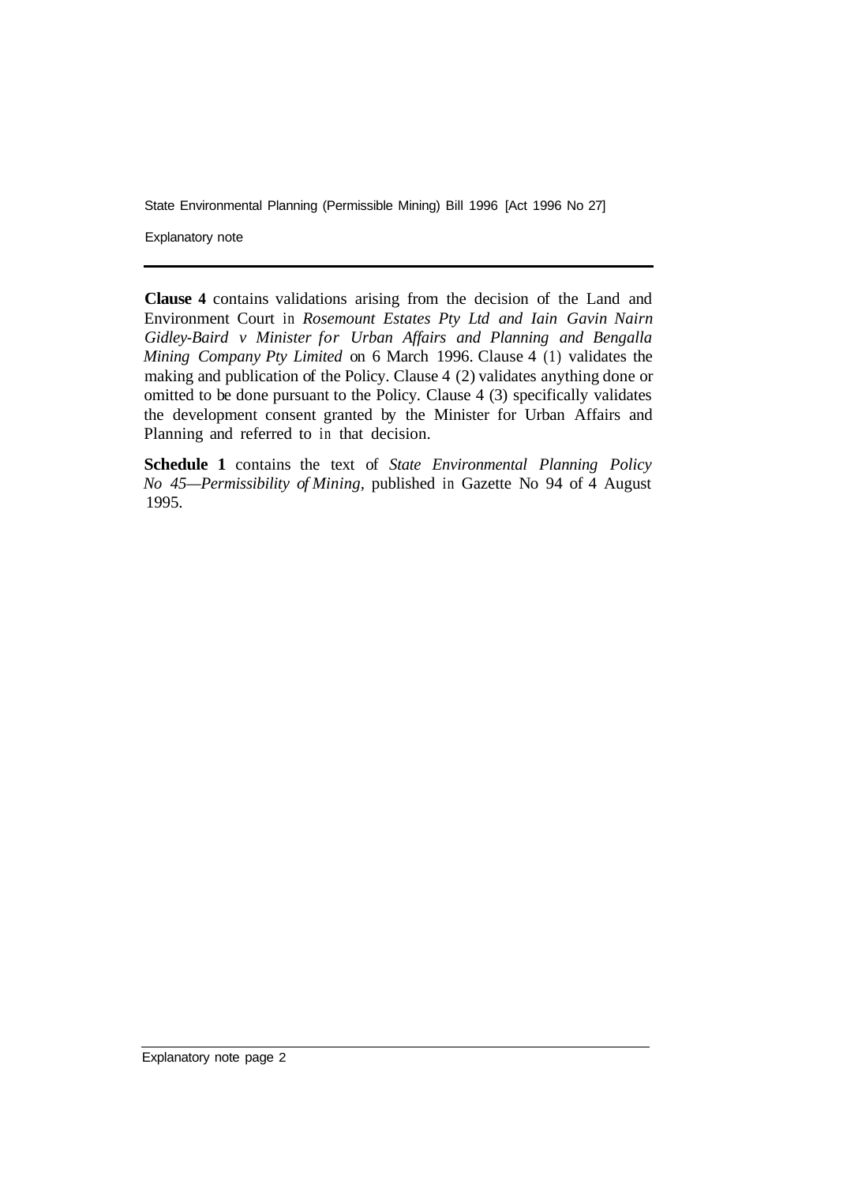**Clause 4** contains validations arising from the decision of the Land and Environment Court in *Rosemount Estates Pty Ltd and Iain Gavin Nairn Gidley-Baird v Minister for Urban Affairs and Planning and Bengalla Mining Company Pty Limited* on 6 March 1996. Clause 4 (1) validates the making and publication of the Policy. Clause 4 (2) validates anything done or omitted to be done pursuant to the Policy. Clause 4 (3) specifically validates the development consent granted by the Minister for Urban Affairs and Planning and referred to in that decision.

**Schedule 1** contains the text of *State Environmental Planning Policy No 45—Permissibility of Mining*, published in Gazette No 94 of 4 August 1995.